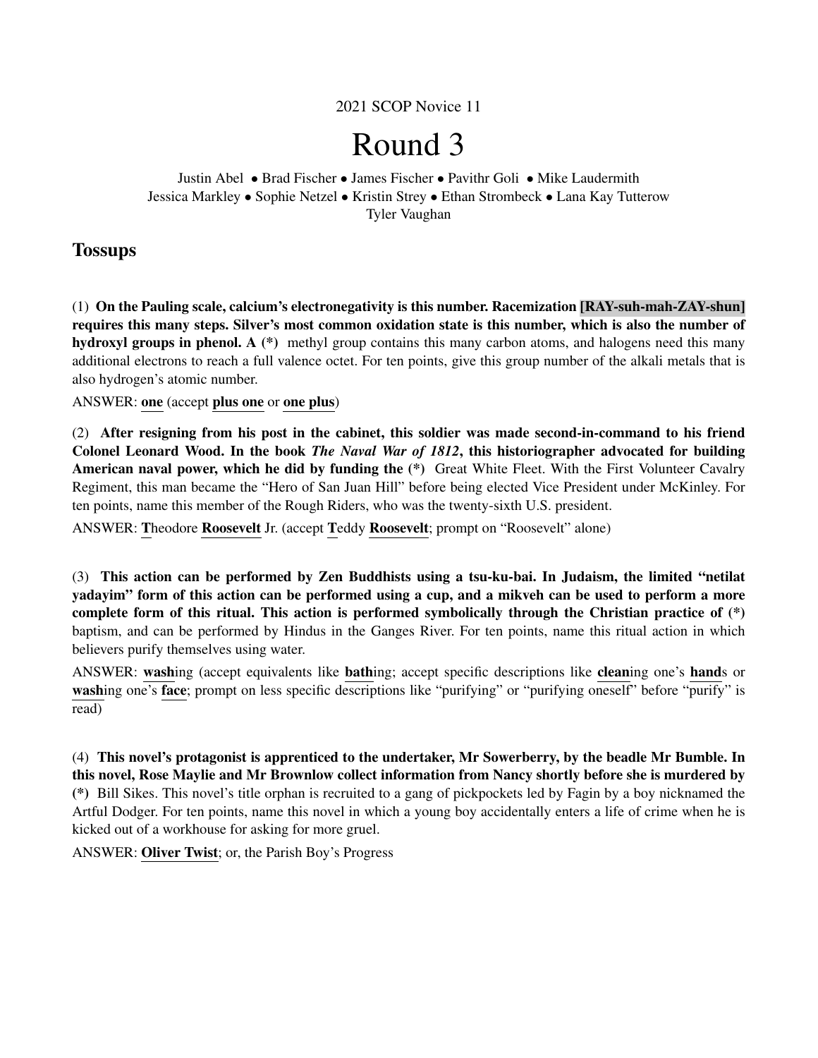2021 SCOP Novice 11

# Round 3

Justin Abel • Brad Fischer • James Fischer • Pavithr Goli • Mike Laudermith
Jessica Markley • Sophie Netzel • Kristin Strey • Ethan Strombeck • Lana Kay Tutterow
Tyler Vaughan

## Tossups

(1) **On the Pauling scale, calcium's electronegativity is this number. Racemization [RAY-suh-mah-ZAY-shun] requires this many steps. Silver's most common oxidation state is this number, which is also the number of hydroxyl groups in phenol. A (*)** methyl group contains this many carbon atoms, and halogens need this many additional electrons to reach a full valence octet. For ten points, give this group number of the alkali metals that is also hydrogen's atomic number.

ANSWER: **one** (accept **plus one** or **one plus**)

(2) **After resigning from his post in the cabinet, this soldier was made second-in-command to his friend Colonel Leonard Wood. In the book *The Naval War of 1812*, this historiographer advocated for building American naval power, which he did by funding the (*)** Great White Fleet. With the First Volunteer Cavalry Regiment, this man became the "Hero of San Juan Hill" before being elected Vice President under McKinley. For ten points, name this member of the Rough Riders, who was the twenty-sixth U.S. president.

ANSWER: **T**heodore **Roosevelt** Jr. (accept **T**eddy **Roosevelt**; prompt on "Roosevelt" alone)

(3) **This action can be performed by Zen Buddhists using a tsu-ku-bai. In Judaism, the limited "netilat yadayim" form of this action can be performed using a cup, and a mikveh can be used to perform a more complete form of this ritual. This action is performed symbolically through the Christian practice of (*)** baptism, and can be performed by Hindus in the Ganges River. For ten points, name this ritual action in which believers purify themselves using water.

ANSWER: **wash**ing (accept equivalents like **bath**ing; accept specific descriptions like **clean**ing one's **hand**s or **wash**ing one's **face**; prompt on less specific descriptions like "purifying" or "purifying oneself" before "purify" is read)

(4) **This novel's protagonist is apprenticed to the undertaker, Mr Sowerberry, by the beadle Mr Bumble. In this novel, Rose Maylie and Mr Brownlow collect information from Nancy shortly before she is murdered by (*)** Bill Sikes. This novel's title orphan is recruited to a gang of pickpockets led by Fagin by a boy nicknamed the Artful Dodger. For ten points, name this novel in which a young boy accidentally enters a life of crime when he is kicked out of a workhouse for asking for more gruel.

ANSWER: **Oliver Twist**; or, the Parish Boy's Progress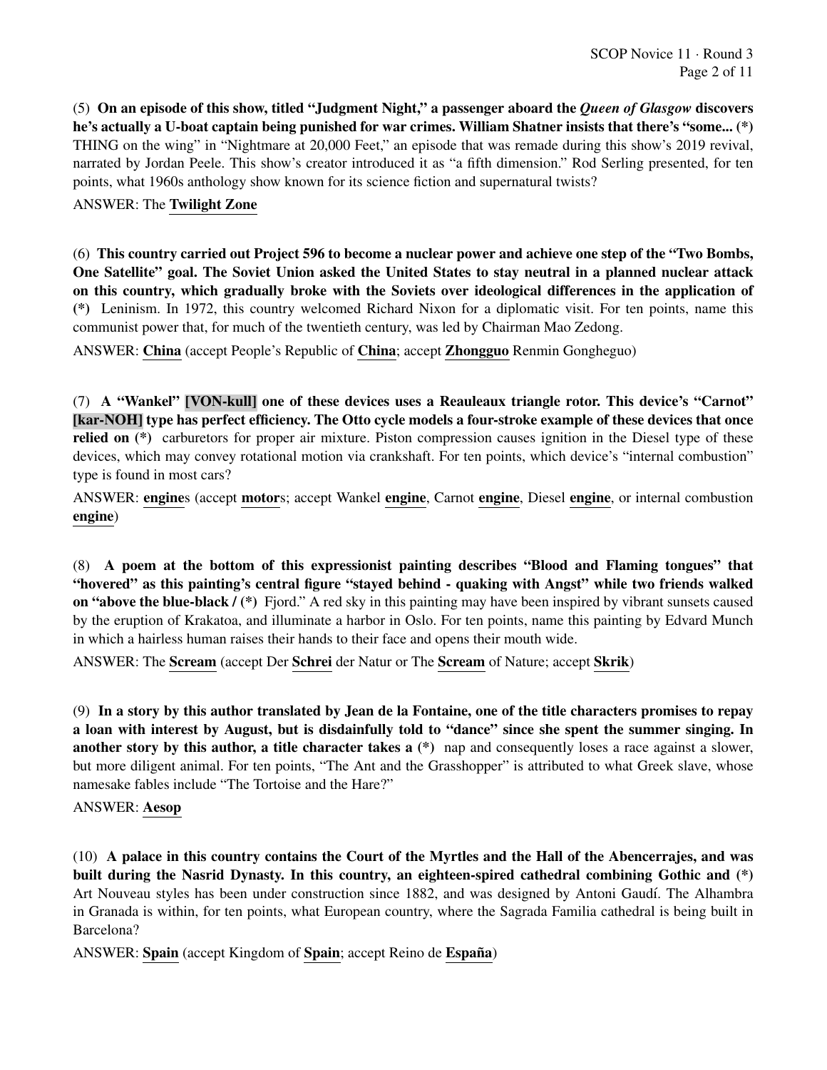(5) **On an episode of this show, titled "Judgment Night," a passenger aboard the *Queen of Glasgow* discovers he's actually a U-boat captain being punished for war crimes. William Shatner insists that there's "some... (*)** THING on the wing" in "Nightmare at 20,000 Feet," an episode that was remade during this show's 2019 revival, narrated by Jordan Peele. This show's creator introduced it as "a fifth dimension." Rod Serling presented, for ten points, what 1960s anthology show known for its science fiction and supernatural twists?

ANSWER: The **Twilight Zone**

(6) **This country carried out Project 596 to become a nuclear power and achieve one step of the "Two Bombs, One Satellite" goal. The Soviet Union asked the United States to stay neutral in a planned nuclear attack on this country, which gradually broke with the Soviets over ideological differences in the application of (*)** Leninism. In 1972, this country welcomed Richard Nixon for a diplomatic visit. For ten points, name this communist power that, for much of the twentieth century, was led by Chairman Mao Zedong.

ANSWER: **China** (accept People's Republic of **China**; accept **Zhongguo** Renmin Gongheguo)

(7) **A "Wankel" [VON-kull] one of these devices uses a Reauleaux triangle rotor. This device's "Carnot" [kar-NOH] type has perfect efficiency. The Otto cycle models a four-stroke example of these devices that once relied on (*)** carburetors for proper air mixture. Piston compression causes ignition in the Diesel type of these devices, which may convey rotational motion via crankshaft. For ten points, which device's "internal combustion" type is found in most cars?

ANSWER: **engine**s (accept **motor**s; accept Wankel **engine**, Carnot **engine**, Diesel **engine**, or internal combustion **engine**)

(8) **A poem at the bottom of this expressionist painting describes "Blood and Flaming tongues" that "hovered" as this painting's central figure "stayed behind - quaking with Angst" while two friends walked on "above the blue-black / (*)** Fjord." A red sky in this painting may have been inspired by vibrant sunsets caused by the eruption of Krakatoa, and illuminate a harbor in Oslo. For ten points, name this painting by Edvard Munch in which a hairless human raises their hands to their face and opens their mouth wide.

ANSWER: The **Scream** (accept Der **Schrei** der Natur or The **Scream** of Nature; accept **Skrik**)

(9) **In a story by this author translated by Jean de la Fontaine, one of the title characters promises to repay a loan with interest by August, but is disdainfully told to "dance" since she spent the summer singing. In another story by this author, a title character takes a (*)** nap and consequently loses a race against a slower, but more diligent animal. For ten points, "The Ant and the Grasshopper" is attributed to what Greek slave, whose namesake fables include "The Tortoise and the Hare?"

ANSWER: **Aesop**

(10) **A palace in this country contains the Court of the Myrtles and the Hall of the Abencerrajes, and was built during the Nasrid Dynasty. In this country, an eighteen-spired cathedral combining Gothic and (*)** Art Nouveau styles has been under construction since 1882, and was designed by Antoni Gaudí. The Alhambra in Granada is within, for ten points, what European country, where the Sagrada Familia cathedral is being built in Barcelona?

ANSWER: **Spain** (accept Kingdom of **Spain**; accept Reino de **España**)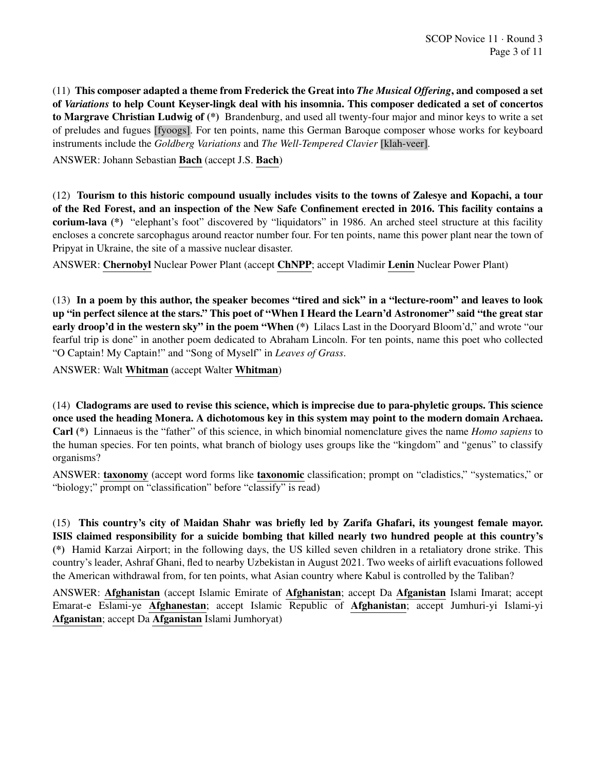(11) **This composer adapted a theme from Frederick the Great into *The Musical Offering*, and composed a set of *Variations* to help Count Keyser-lingk deal with his insomnia. This composer dedicated a set of concertos to Margrave Christian Ludwig of (*)** Brandenburg, and used all twenty-four major and minor keys to write a set of preludes and fugues [fyoogs]. For ten points, name this German Baroque composer whose works for keyboard instruments include the *Goldberg Variations* and *The Well-Tempered Clavier* [klah-veer].

ANSWER: Johann Sebastian **Bach** (accept J.S. **Bach**)

(12) **Tourism to this historic compound usually includes visits to the towns of Zalesye and Kopachi, a tour of the Red Forest, and an inspection of the New Safe Confinement erected in 2016. This facility contains a corium-lava (*)** "elephant's foot" discovered by "liquidators" in 1986. An arched steel structure at this facility encloses a concrete sarcophagus around reactor number four. For ten points, name this power plant near the town of Pripyat in Ukraine, the site of a massive nuclear disaster.

ANSWER: **Chernobyl** Nuclear Power Plant (accept **ChNPP**; accept Vladimir **Lenin** Nuclear Power Plant)

(13) **In a poem by this author, the speaker becomes "tired and sick" in a "lecture-room" and leaves to look up "in perfect silence at the stars." This poet of "When I Heard the Learn'd Astronomer" said "the great star early droop'd in the western sky" in the poem "When (*)** Lilacs Last in the Dooryard Bloom'd," and wrote "our fearful trip is done" in another poem dedicated to Abraham Lincoln. For ten points, name this poet who collected "O Captain! My Captain!" and "Song of Myself" in *Leaves of Grass*.

ANSWER: Walt **Whitman** (accept Walter **Whitman**)

(14) **Cladograms are used to revise this science, which is imprecise due to para-phyletic groups. This science once used the heading Monera. A dichotomous key in this system may point to the modern domain Archaea. Carl (*)** Linnaeus is the "father" of this science, in which binomial nomenclature gives the name *Homo sapiens* to the human species. For ten points, what branch of biology uses groups like the "kingdom" and "genus" to classify organisms?

ANSWER: **taxonomy** (accept word forms like **taxonomic** classification; prompt on "cladistics," "systematics," or "biology;" prompt on "classification" before "classify" is read)

(15) **This country's city of Maidan Shahr was briefly led by Zarifa Ghafari, its youngest female mayor. ISIS claimed responsibility for a suicide bombing that killed nearly two hundred people at this country's (*)** Hamid Karzai Airport; in the following days, the US killed seven children in a retaliatory drone strike. This country's leader, Ashraf Ghani, fled to nearby Uzbekistan in August 2021. Two weeks of airlift evacuations followed the American withdrawal from, for ten points, what Asian country where Kabul is controlled by the Taliban?

ANSWER: **Afghanistan** (accept Islamic Emirate of **Afghanistan**; accept Da **Afganistan** Islami Imarat; accept Emarat-e Eslami-ye **Afghanestan**; accept Islamic Republic of **Afghanistan**; accept Jumhuri-yi Islami-yi **Afganistan**; accept Da **Afganistan** Islami Jumhoryat)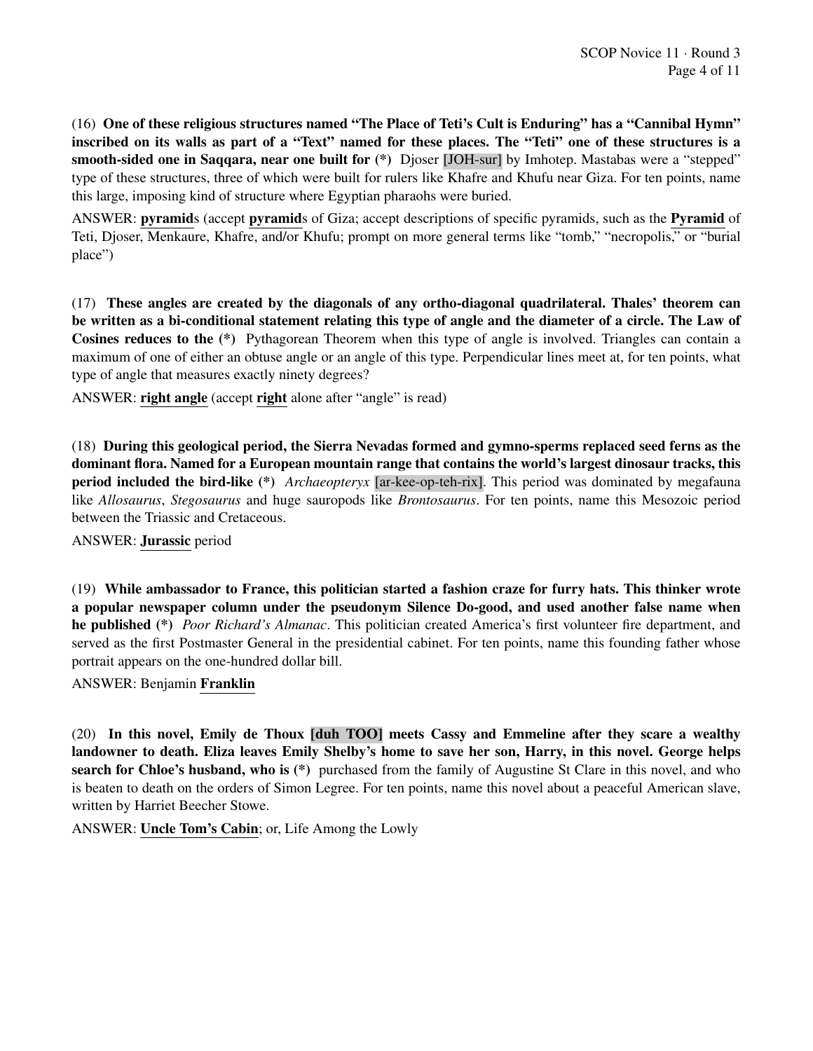(16) **One of these religious structures named "The Place of Teti's Cult is Enduring" has a "Cannibal Hymn" inscribed on its walls as part of a "Text" named for these places. The "Teti" one of these structures is a smooth-sided one in Saqqara, near one built for (\*)** Djoser [JOH-sur] by Imhotep. Mastabas were a "stepped" type of these structures, three of which were built for rulers like Khafre and Khufu near Giza. For ten points, name this large, imposing kind of structure where Egyptian pharaohs were buried.

ANSWER: **pyramid**s (accept **pyramid**s of Giza; accept descriptions of specific pyramids, such as the **Pyramid** of Teti, Djoser, Menkaure, Khafre, and/or Khufu; prompt on more general terms like "tomb," "necropolis," or "burial place")

(17) **These angles are created by the diagonals of any ortho-diagonal quadrilateral. Thales' theorem can be written as a bi-conditional statement relating this type of angle and the diameter of a circle. The Law of Cosines reduces to the (\*)** Pythagorean Theorem when this type of angle is involved. Triangles can contain a maximum of one of either an obtuse angle or an angle of this type. Perpendicular lines meet at, for ten points, what type of angle that measures exactly ninety degrees?

ANSWER: **right angle** (accept **right** alone after "angle" is read)

(18) **During this geological period, the Sierra Nevadas formed and gymno-sperms replaced seed ferns as the dominant flora. Named for a European mountain range that contains the world's largest dinosaur tracks, this period included the bird-like (\*)** *Archaeopteryx* [ar-kee-op-teh-rix]. This period was dominated by megafauna like *Allosaurus*, *Stegosaurus* and huge sauropods like *Brontosaurus*. For ten points, name this Mesozoic period between the Triassic and Cretaceous.

ANSWER: **Jurassic** period

(19) **While ambassador to France, this politician started a fashion craze for furry hats. This thinker wrote a popular newspaper column under the pseudonym Silence Do-good, and used another false name when he published (\*)** *Poor Richard's Almanac*. This politician created America's first volunteer fire department, and served as the first Postmaster General in the presidential cabinet. For ten points, name this founding father whose portrait appears on the one-hundred dollar bill.

ANSWER: Benjamin **Franklin**

(20) **In this novel, Emily de Thoux [duh TOO] meets Cassy and Emmeline after they scare a wealthy landowner to death. Eliza leaves Emily Shelby's home to save her son, Harry, in this novel. George helps search for Chloe's husband, who is (\*)** purchased from the family of Augustine St Clare in this novel, and who is beaten to death on the orders of Simon Legree. For ten points, name this novel about a peaceful American slave, written by Harriet Beecher Stowe.

ANSWER: **Uncle Tom's Cabin**; or, Life Among the Lowly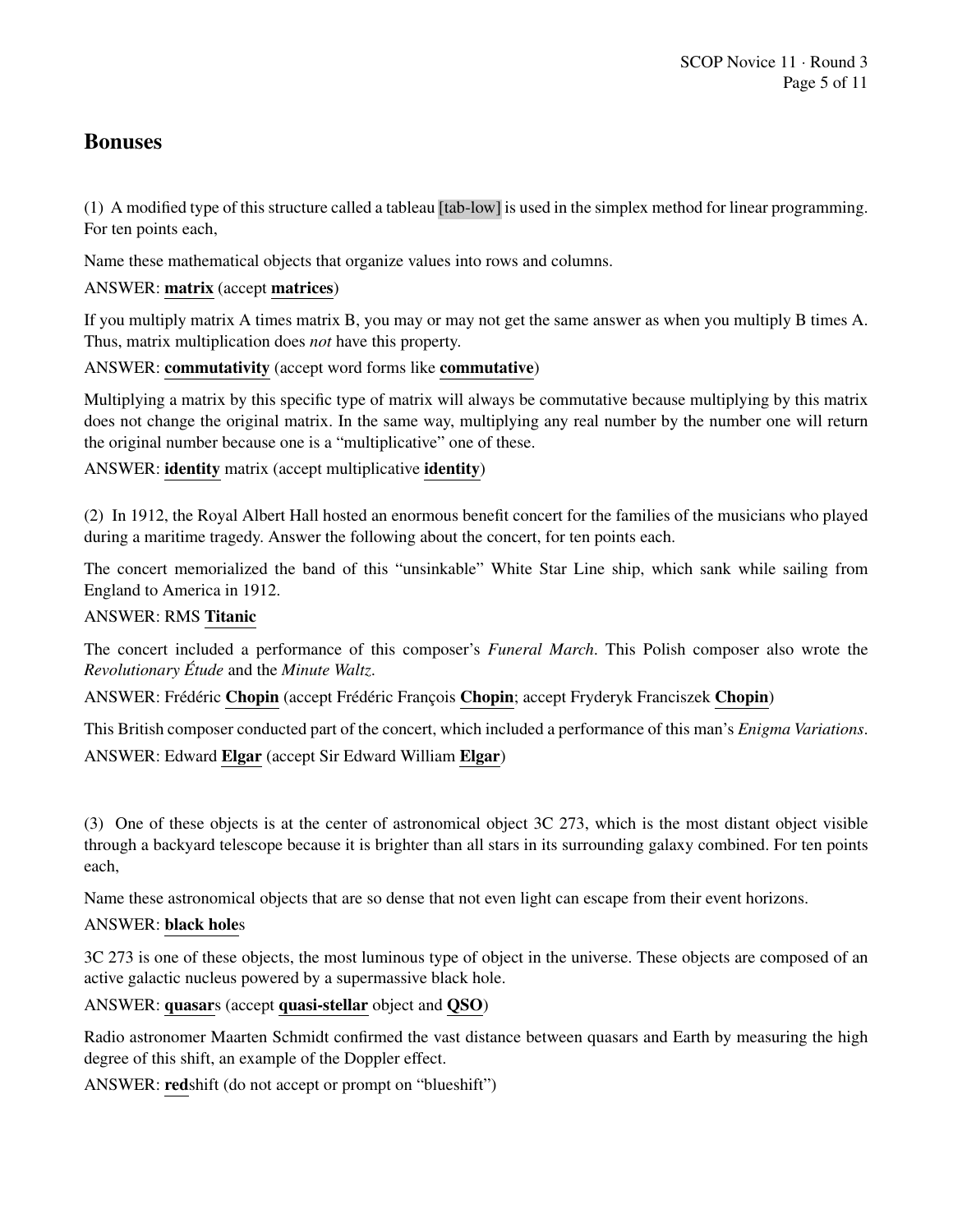## Bonuses

(1) A modified type of this structure called a tableau [tab-low] is used in the simplex method for linear programming. For ten points each,

Name these mathematical objects that organize values into rows and columns.

ANSWER: **matrix** (accept **matrices**)

If you multiply matrix A times matrix B, you may or may not get the same answer as when you multiply B times A. Thus, matrix multiplication does *not* have this property.

ANSWER: **commutativity** (accept word forms like **commutative**)

Multiplying a matrix by this specific type of matrix will always be commutative because multiplying by this matrix does not change the original matrix. In the same way, multiplying any real number by the number one will return the original number because one is a "multiplicative" one of these.

ANSWER: **identity** matrix (accept multiplicative **identity**)

(2) In 1912, the Royal Albert Hall hosted an enormous benefit concert for the families of the musicians who played during a maritime tragedy. Answer the following about the concert, for ten points each.

The concert memorialized the band of this "unsinkable" White Star Line ship, which sank while sailing from England to America in 1912.

ANSWER: RMS **Titanic**

The concert included a performance of this composer's *Funeral March*. This Polish composer also wrote the *Revolutionary Étude* and the *Minute Waltz*.

ANSWER: Frédéric **Chopin** (accept Frédéric François **Chopin**; accept Fryderyk Franciszek **Chopin**)

This British composer conducted part of the concert, which included a performance of this man's *Enigma Variations*.

ANSWER: Edward **Elgar** (accept Sir Edward William **Elgar**)

(3) One of these objects is at the center of astronomical object 3C 273, which is the most distant object visible through a backyard telescope because it is brighter than all stars in its surrounding galaxy combined. For ten points each,

Name these astronomical objects that are so dense that not even light can escape from their event horizons.

ANSWER: **black hole**s

3C 273 is one of these objects, the most luminous type of object in the universe. These objects are composed of an active galactic nucleus powered by a supermassive black hole.

ANSWER: **quasar**s (accept **quasi-stellar** object and **QSO**)

Radio astronomer Maarten Schmidt confirmed the vast distance between quasars and Earth by measuring the high degree of this shift, an example of the Doppler effect.

ANSWER: **red**shift (do not accept or prompt on "blueshift")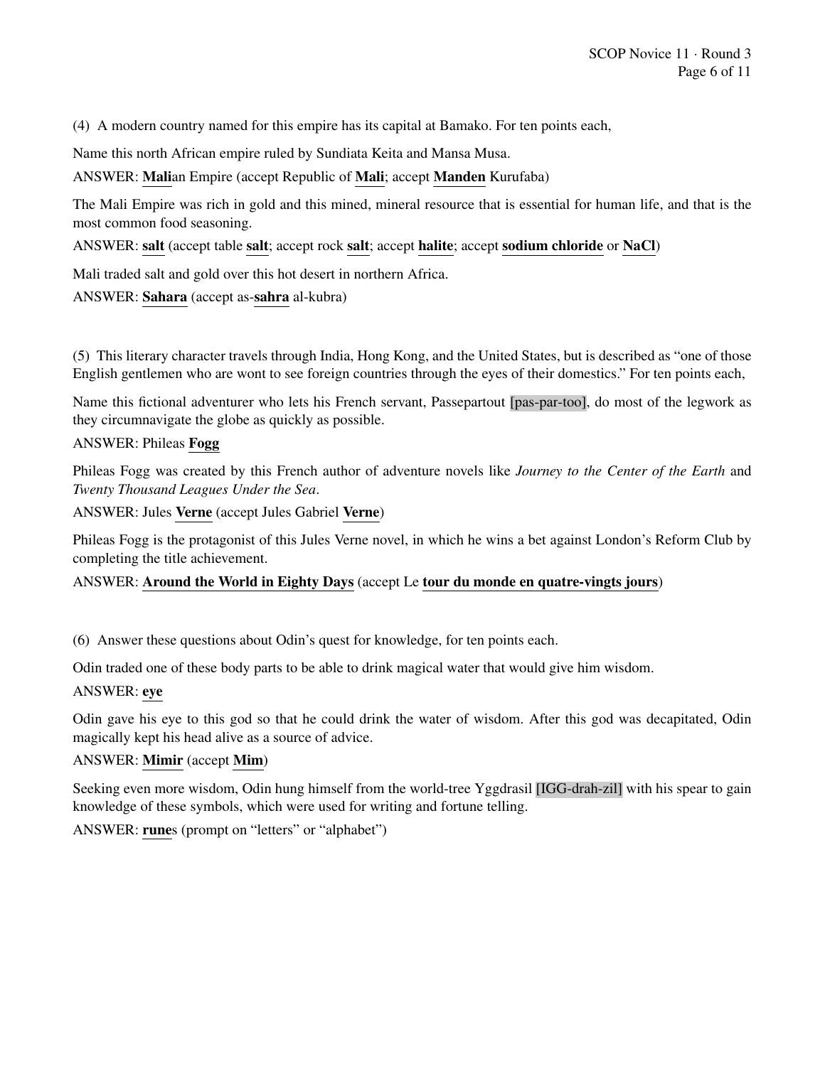(4) A modern country named for this empire has its capital at Bamako. For ten points each,

Name this north African empire ruled by Sundiata Keita and Mansa Musa.

ANSWER: **Mali**an Empire (accept Republic of **Mali**; accept **Manden** Kurufaba)

The Mali Empire was rich in gold and this mined, mineral resource that is essential for human life, and that is the most common food seasoning.

ANSWER: **salt** (accept table **salt**; accept rock **salt**; accept **halite**; accept **sodium chloride** or **NaCl**)

Mali traded salt and gold over this hot desert in northern Africa.

ANSWER: **Sahara** (accept as-**sahra** al-kubra)

(5) This literary character travels through India, Hong Kong, and the United States, but is described as "one of those English gentlemen who are wont to see foreign countries through the eyes of their domestics." For ten points each,

Name this fictional adventurer who lets his French servant, Passepartout [pas-par-too], do most of the legwork as they circumnavigate the globe as quickly as possible.

ANSWER: Phileas **Fogg**

Phileas Fogg was created by this French author of adventure novels like *Journey to the Center of the Earth* and *Twenty Thousand Leagues Under the Sea*.

ANSWER: Jules **Verne** (accept Jules Gabriel **Verne**)

Phileas Fogg is the protagonist of this Jules Verne novel, in which he wins a bet against London's Reform Club by completing the title achievement.

ANSWER: **Around the World in Eighty Days** (accept Le **tour du monde en quatre-vingts jours**)

(6) Answer these questions about Odin's quest for knowledge, for ten points each.

Odin traded one of these body parts to be able to drink magical water that would give him wisdom.

ANSWER: **eye**

Odin gave his eye to this god so that he could drink the water of wisdom. After this god was decapitated, Odin magically kept his head alive as a source of advice.

ANSWER: **Mimir** (accept **Mim**)

Seeking even more wisdom, Odin hung himself from the world-tree Yggdrasil [IGG-drah-zil] with his spear to gain knowledge of these symbols, which were used for writing and fortune telling.

ANSWER: **rune**s (prompt on "letters" or "alphabet")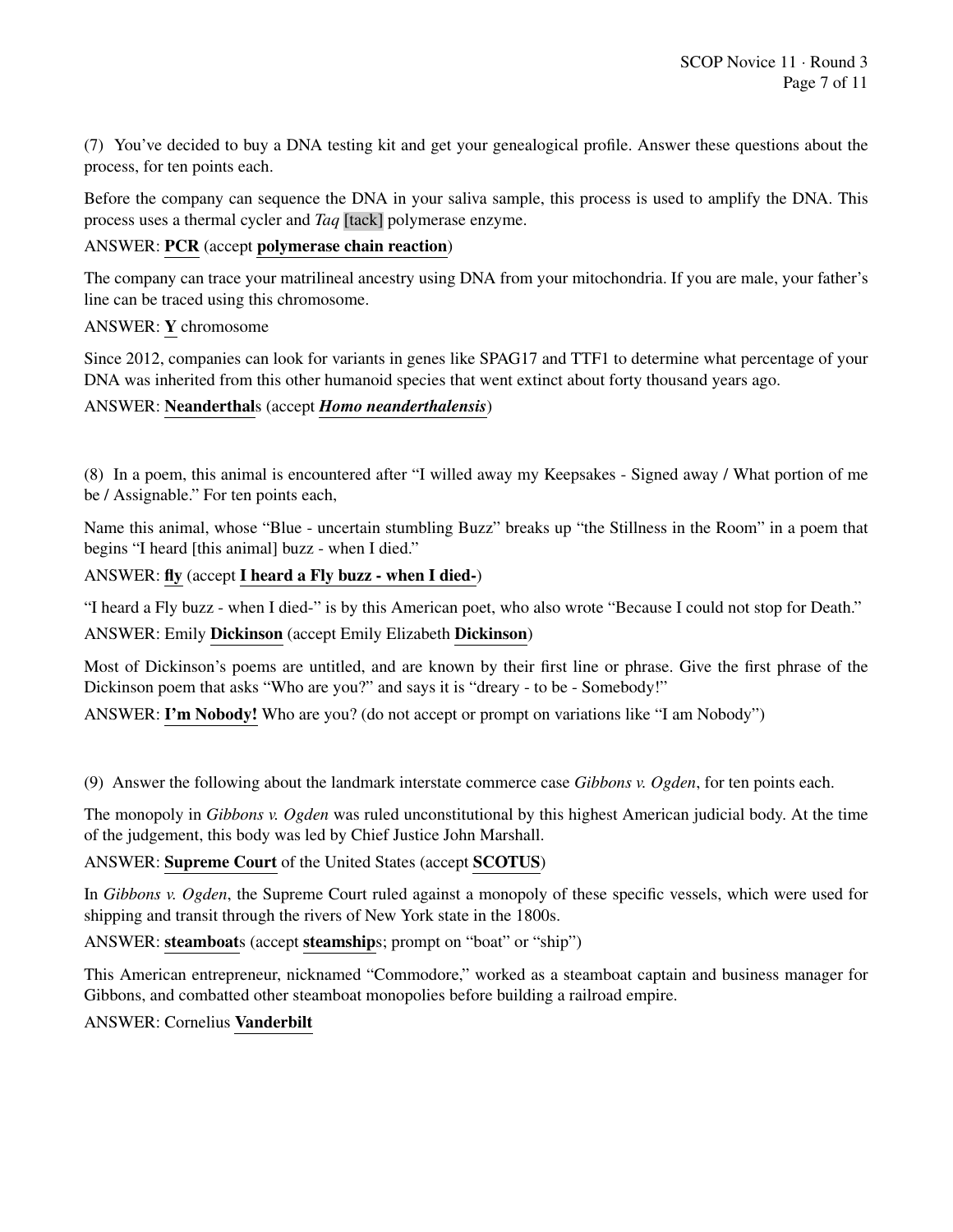(7) You've decided to buy a DNA testing kit and get your genealogical profile. Answer these questions about the process, for ten points each.

Before the company can sequence the DNA in your saliva sample, this process is used to amplify the DNA. This process uses a thermal cycler and *Taq* [tack] polymerase enzyme.

ANSWER: **PCR** (accept **polymerase chain reaction**)

The company can trace your matrilineal ancestry using DNA from your mitochondria. If you are male, your father's line can be traced using this chromosome.

ANSWER: **Y** chromosome

Since 2012, companies can look for variants in genes like SPAG17 and TTF1 to determine what percentage of your DNA was inherited from this other humanoid species that went extinct about forty thousand years ago.

ANSWER: **Neanderthal**s (accept ***Homo neanderthalensis***)

(8) In a poem, this animal is encountered after "I willed away my Keepsakes - Signed away / What portion of me be / Assignable." For ten points each,

Name this animal, whose "Blue - uncertain stumbling Buzz" breaks up "the Stillness in the Room" in a poem that begins "I heard [this animal] buzz - when I died."

ANSWER: **fly** (accept **I heard a Fly buzz - when I died-**)

"I heard a Fly buzz - when I died-" is by this American poet, who also wrote "Because I could not stop for Death."

ANSWER: Emily **Dickinson** (accept Emily Elizabeth **Dickinson**)

Most of Dickinson's poems are untitled, and are known by their first line or phrase. Give the first phrase of the Dickinson poem that asks "Who are you?" and says it is "dreary - to be - Somebody!"

ANSWER: **I'm Nobody!** Who are you? (do not accept or prompt on variations like "I am Nobody")

(9) Answer the following about the landmark interstate commerce case *Gibbons v. Ogden*, for ten points each.

The monopoly in *Gibbons v. Ogden* was ruled unconstitutional by this highest American judicial body. At the time of the judgement, this body was led by Chief Justice John Marshall.

ANSWER: **Supreme Court** of the United States (accept **SCOTUS**)

In *Gibbons v. Ogden*, the Supreme Court ruled against a monopoly of these specific vessels, which were used for shipping and transit through the rivers of New York state in the 1800s.

ANSWER: **steamboat**s (accept **steamship**s; prompt on "boat" or "ship")

This American entrepreneur, nicknamed "Commodore," worked as a steamboat captain and business manager for Gibbons, and combatted other steamboat monopolies before building a railroad empire.

ANSWER: Cornelius **Vanderbilt**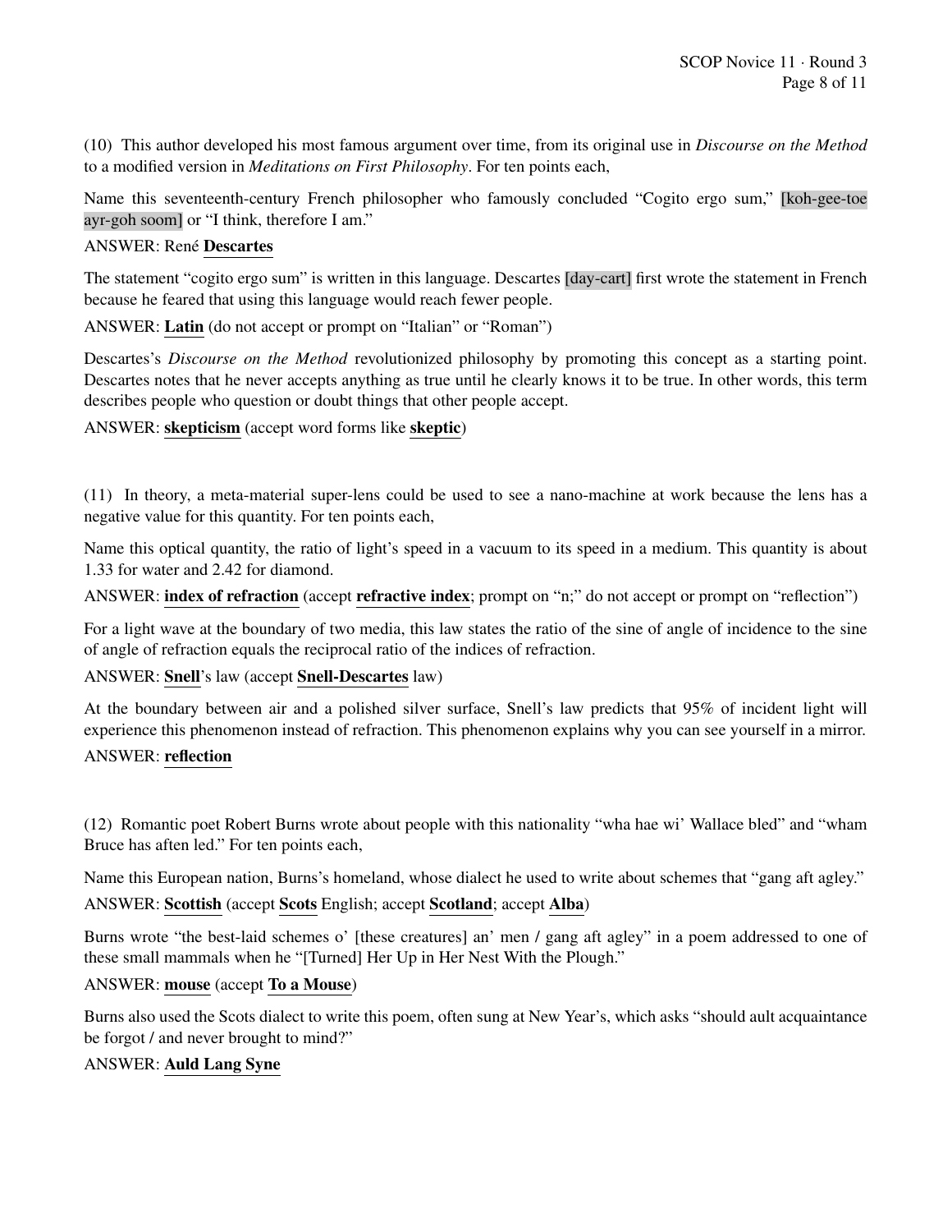(10) This author developed his most famous argument over time, from its original use in *Discourse on the Method* to a modified version in *Meditations on First Philosophy*. For ten points each,

Name this seventeenth-century French philosopher who famously concluded "Cogito ergo sum," [koh-gee-toe ayr-goh soom] or "I think, therefore I am."

ANSWER: René **Descartes**

The statement "cogito ergo sum" is written in this language. Descartes [day-cart] first wrote the statement in French because he feared that using this language would reach fewer people.

ANSWER: **Latin** (do not accept or prompt on "Italian" or "Roman")

Descartes's *Discourse on the Method* revolutionized philosophy by promoting this concept as a starting point. Descartes notes that he never accepts anything as true until he clearly knows it to be true. In other words, this term describes people who question or doubt things that other people accept.

ANSWER: **skepticism** (accept word forms like **skeptic**)

(11) In theory, a meta-material super-lens could be used to see a nano-machine at work because the lens has a negative value for this quantity. For ten points each,

Name this optical quantity, the ratio of light's speed in a vacuum to its speed in a medium. This quantity is about 1.33 for water and 2.42 for diamond.

ANSWER: **index of refraction** (accept **refractive index**; prompt on "n;" do not accept or prompt on "reflection")

For a light wave at the boundary of two media, this law states the ratio of the sine of angle of incidence to the sine of angle of refraction equals the reciprocal ratio of the indices of refraction.

ANSWER: **Snell**'s law (accept **Snell-Descartes** law)

At the boundary between air and a polished silver surface, Snell's law predicts that 95% of incident light will experience this phenomenon instead of refraction. This phenomenon explains why you can see yourself in a mirror.

ANSWER: **reflection**

(12) Romantic poet Robert Burns wrote about people with this nationality "wha hae wi' Wallace bled" and "wham Bruce has aften led." For ten points each,

Name this European nation, Burns's homeland, whose dialect he used to write about schemes that "gang aft agley."

ANSWER: **Scottish** (accept **Scots** English; accept **Scotland**; accept **Alba**)

Burns wrote "the best-laid schemes o' [these creatures] an' men / gang aft agley" in a poem addressed to one of these small mammals when he "[Turned] Her Up in Her Nest With the Plough."

ANSWER: **mouse** (accept **To a Mouse**)

Burns also used the Scots dialect to write this poem, often sung at New Year's, which asks "should ault acquaintance be forgot / and never brought to mind?"

ANSWER: **Auld Lang Syne**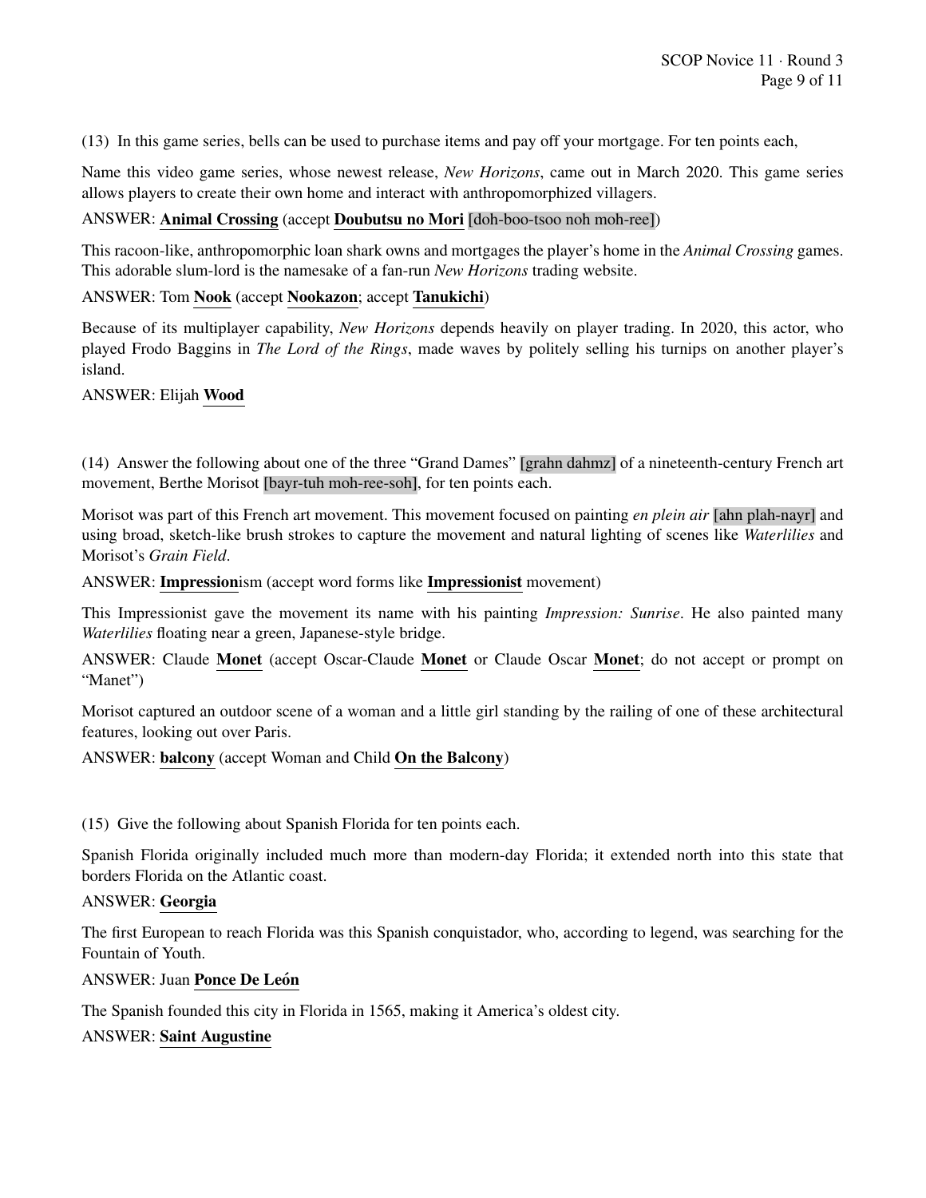(13) In this game series, bells can be used to purchase items and pay off your mortgage. For ten points each,

Name this video game series, whose newest release, *New Horizons*, came out in March 2020. This game series allows players to create their own home and interact with anthropomorphized villagers.

ANSWER: **Animal Crossing** (accept **Doubutsu no Mori** [doh-boo-tsoo noh moh-ree])

This racoon-like, anthropomorphic loan shark owns and mortgages the player's home in the *Animal Crossing* games. This adorable slum-lord is the namesake of a fan-run *New Horizons* trading website.

ANSWER: Tom **Nook** (accept **Nookazon**; accept **Tanukichi**)

Because of its multiplayer capability, *New Horizons* depends heavily on player trading. In 2020, this actor, who played Frodo Baggins in *The Lord of the Rings*, made waves by politely selling his turnips on another player's island.

ANSWER: Elijah **Wood**

(14) Answer the following about one of the three "Grand Dames" [grahn dahmz] of a nineteenth-century French art movement, Berthe Morisot [bayr-tuh moh-ree-soh], for ten points each.

Morisot was part of this French art movement. This movement focused on painting *en plein air* [ahn plah-nayr] and using broad, sketch-like brush strokes to capture the movement and natural lighting of scenes like *Waterlilies* and Morisot's *Grain Field*.

ANSWER: **Impression**ism (accept word forms like **Impressionist** movement)

This Impressionist gave the movement its name with his painting *Impression: Sunrise*. He also painted many *Waterlilies* floating near a green, Japanese-style bridge.

ANSWER: Claude **Monet** (accept Oscar-Claude **Monet** or Claude Oscar **Monet**; do not accept or prompt on "Manet")

Morisot captured an outdoor scene of a woman and a little girl standing by the railing of one of these architectural features, looking out over Paris.

ANSWER: **balcony** (accept Woman and Child **On the Balcony**)

(15) Give the following about Spanish Florida for ten points each.

Spanish Florida originally included much more than modern-day Florida; it extended north into this state that borders Florida on the Atlantic coast.

ANSWER: **Georgia**

The first European to reach Florida was this Spanish conquistador, who, according to legend, was searching for the Fountain of Youth.

ANSWER: Juan **Ponce De León**

The Spanish founded this city in Florida in 1565, making it America's oldest city.

ANSWER: **Saint Augustine**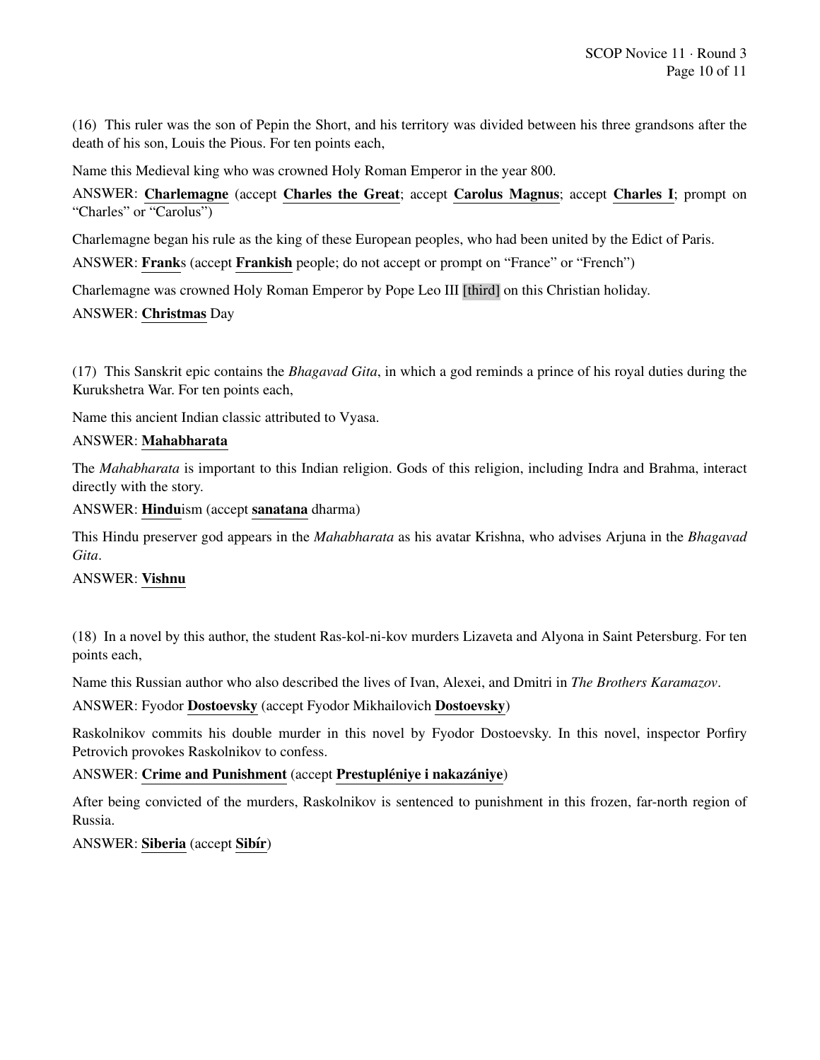(16) This ruler was the son of Pepin the Short, and his territory was divided between his three grandsons after the death of his son, Louis the Pious. For ten points each,

Name this Medieval king who was crowned Holy Roman Emperor in the year 800.

ANSWER: **Charlemagne** (accept **Charles the Great**; accept **Carolus Magnus**; accept **Charles I**; prompt on "Charles" or "Carolus")

Charlemagne began his rule as the king of these European peoples, who had been united by the Edict of Paris.

ANSWER: **Frank**s (accept **Frankish** people; do not accept or prompt on "France" or "French")

Charlemagne was crowned Holy Roman Emperor by Pope Leo III [third] on this Christian holiday.

ANSWER: **Christmas** Day

(17) This Sanskrit epic contains the *Bhagavad Gita*, in which a god reminds a prince of his royal duties during the Kurukshetra War. For ten points each,

Name this ancient Indian classic attributed to Vyasa.

ANSWER: **Mahabharata**

The *Mahabharata* is important to this Indian religion. Gods of this religion, including Indra and Brahma, interact directly with the story.

ANSWER: **Hindu**ism (accept **sanatana** dharma)

This Hindu preserver god appears in the *Mahabharata* as his avatar Krishna, who advises Arjuna in the *Bhagavad Gita*.

ANSWER: **Vishnu**

(18) In a novel by this author, the student Ras-kol-ni-kov murders Lizaveta and Alyona in Saint Petersburg. For ten points each,

Name this Russian author who also described the lives of Ivan, Alexei, and Dmitri in *The Brothers Karamazov*.

ANSWER: Fyodor **Dostoevsky** (accept Fyodor Mikhailovich **Dostoevsky**)

Raskolnikov commits his double murder in this novel by Fyodor Dostoevsky. In this novel, inspector Porfiry Petrovich provokes Raskolnikov to confess.

ANSWER: **Crime and Punishment** (accept **Prestupléniye i nakazániye**)

After being convicted of the murders, Raskolnikov is sentenced to punishment in this frozen, far-north region of Russia.

ANSWER: **Siberia** (accept **Sibír**)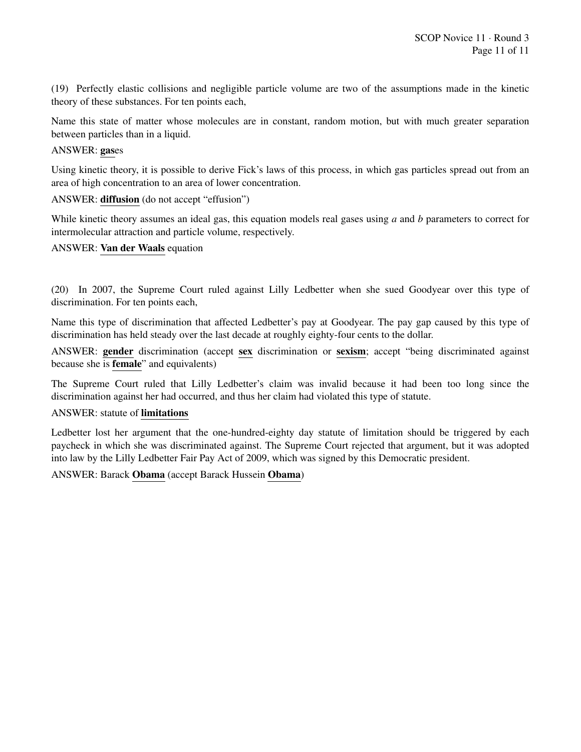(19) Perfectly elastic collisions and negligible particle volume are two of the assumptions made in the kinetic theory of these substances. For ten points each,

Name this state of matter whose molecules are in constant, random motion, but with much greater separation between particles than in a liquid.

ANSWER: **gas**es

Using kinetic theory, it is possible to derive Fick's laws of this process, in which gas particles spread out from an area of high concentration to an area of lower concentration.

ANSWER: **diffusion** (do not accept "effusion")

While kinetic theory assumes an ideal gas, this equation models real gases using *a* and *b* parameters to correct for intermolecular attraction and particle volume, respectively.

ANSWER: **Van der Waals** equation

(20) In 2007, the Supreme Court ruled against Lilly Ledbetter when she sued Goodyear over this type of discrimination. For ten points each,

Name this type of discrimination that affected Ledbetter's pay at Goodyear. The pay gap caused by this type of discrimination has held steady over the last decade at roughly eighty-four cents to the dollar.

ANSWER: **gender** discrimination (accept **sex** discrimination or **sexism**; accept "being discriminated against because she is **female**" and equivalents)

The Supreme Court ruled that Lilly Ledbetter's claim was invalid because it had been too long since the discrimination against her had occurred, and thus her claim had violated this type of statute.

ANSWER: statute of **limitations**

Ledbetter lost her argument that the one-hundred-eighty day statute of limitation should be triggered by each paycheck in which she was discriminated against. The Supreme Court rejected that argument, but it was adopted into law by the Lilly Ledbetter Fair Pay Act of 2009, which was signed by this Democratic president.

ANSWER: Barack **Obama** (accept Barack Hussein **Obama**)